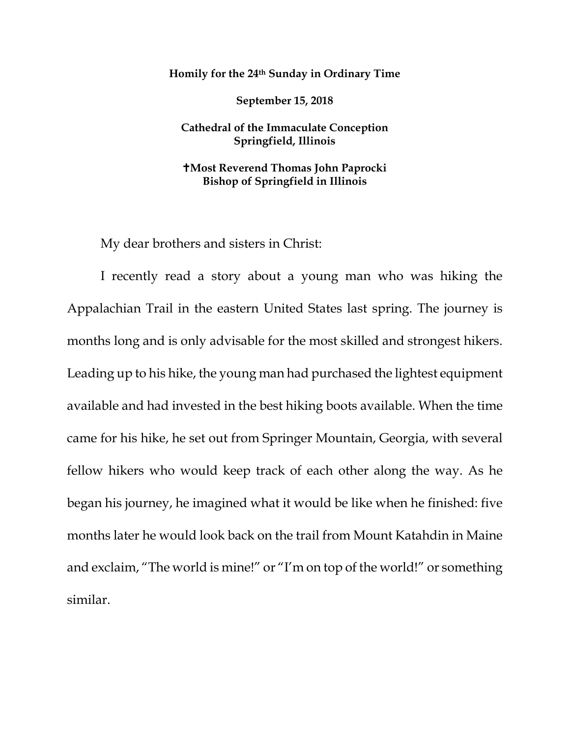**Homily for the 24th Sunday in Ordinary Time**

**September 15, 2018**

**Cathedral of the Immaculate Conception**
**Springfield, Illinois**

**✝Most Reverend Thomas John Paprocki**
**Bishop of Springfield in Illinois**

My dear brothers and sisters in Christ:

I recently read a story about a young man who was hiking the Appalachian Trail in the eastern United States last spring. The journey is months long and is only advisable for the most skilled and strongest hikers. Leading up to his hike, the young man had purchased the lightest equipment available and had invested in the best hiking boots available. When the time came for his hike, he set out from Springer Mountain, Georgia, with several fellow hikers who would keep track of each other along the way. As he began his journey, he imagined what it would be like when he finished: five months later he would look back on the trail from Mount Katahdin in Maine and exclaim, "The world is mine!" or "I'm on top of the world!" or something similar.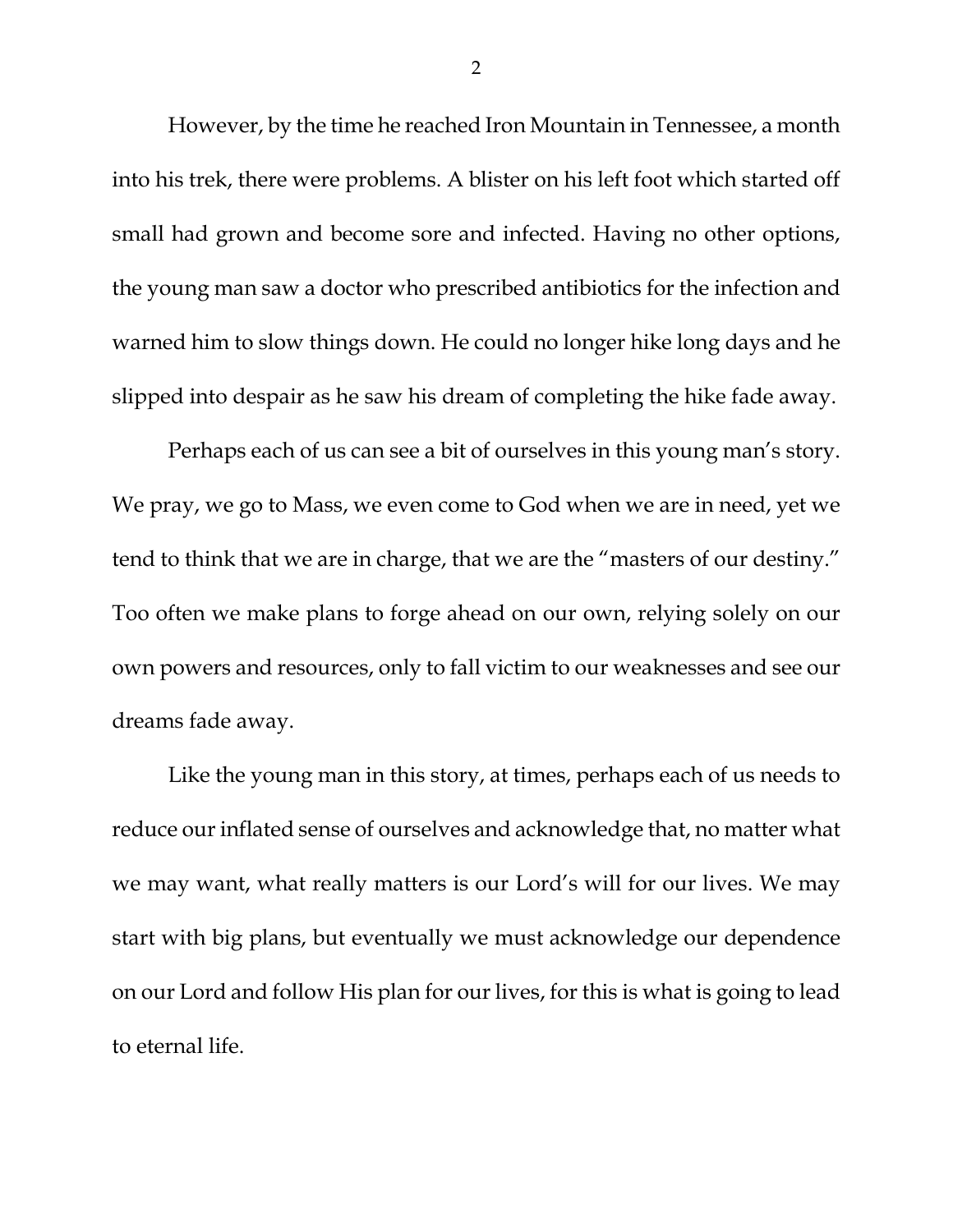However, by the time he reached Iron Mountain in Tennessee, a month into his trek, there were problems. A blister on his left foot which started off small had grown and become sore and infected. Having no other options, the young man saw a doctor who prescribed antibiotics for the infection and warned him to slow things down. He could no longer hike long days and he slipped into despair as he saw his dream of completing the hike fade away.

Perhaps each of us can see a bit of ourselves in this young man's story. We pray, we go to Mass, we even come to God when we are in need, yet we tend to think that we are in charge, that we are the "masters of our destiny." Too often we make plans to forge ahead on our own, relying solely on our own powers and resources, only to fall victim to our weaknesses and see our dreams fade away.

Like the young man in this story, at times, perhaps each of us needs to reduce our inflated sense of ourselves and acknowledge that, no matter what we may want, what really matters is our Lord's will for our lives. We may start with big plans, but eventually we must acknowledge our dependence on our Lord and follow His plan for our lives, for this is what is going to lead to eternal life.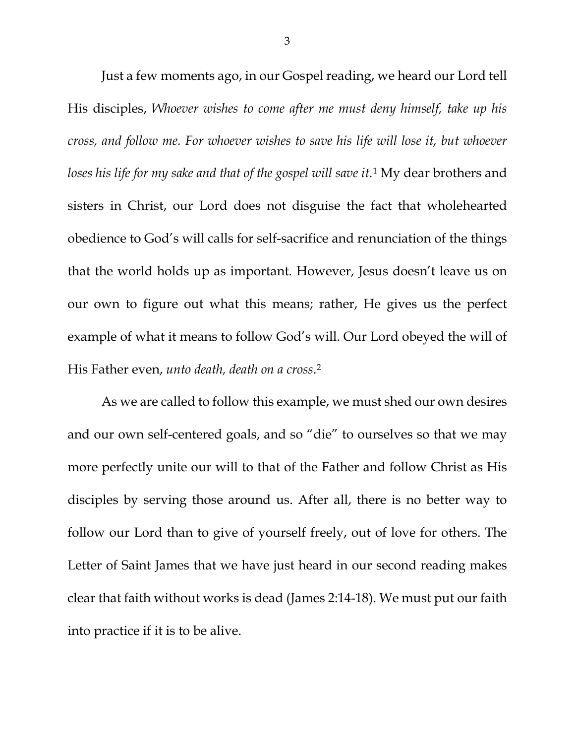Just a few moments ago, in our Gospel reading, we heard our Lord tell His disciples, *Whoever wishes to come after me must deny himself, take up his cross, and follow me. For whoever wishes to save his life will lose it, but whoever loses his life for my sake and that of the gospel will save it.*[1] My dear brothers and sisters in Christ, our Lord does not disguise the fact that wholehearted obedience to God's will calls for self-sacrifice and renunciation of the things that the world holds up as important. However, Jesus doesn't leave us on our own to figure out what this means; rather, He gives us the perfect example of what it means to follow God's will. Our Lord obeyed the will of His Father even, *unto death, death on a cross*.[2]

As we are called to follow this example, we must shed our own desires and our own self-centered goals, and so "die" to ourselves so that we may more perfectly unite our will to that of the Father and follow Christ as His disciples by serving those around us. After all, there is no better way to follow our Lord than to give of yourself freely, out of love for others. The Letter of Saint James that we have just heard in our second reading makes clear that faith without works is dead (James 2:14-18). We must put our faith into practice if it is to be alive.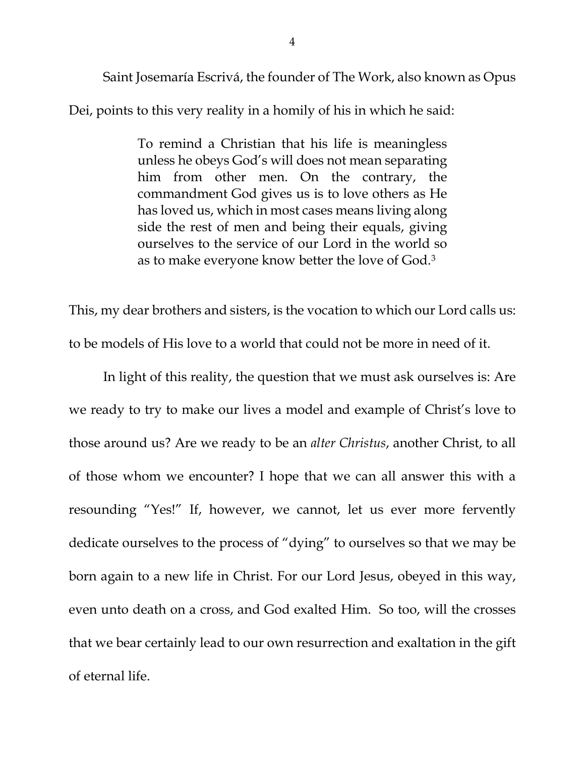Saint Josemaría Escrivá, the founder of The Work, also known as Opus Dei, points to this very reality in a homily of his in which he said:

> To remind a Christian that his life is meaningless unless he obeys God's will does not mean separating him from other men. On the contrary, the commandment God gives us is to love others as He has loved us, which in most cases means living along side the rest of men and being their equals, giving ourselves to the service of our Lord in the world so as to make everyone know better the love of God.[3]

This, my dear brothers and sisters, is the vocation to which our Lord calls us: to be models of His love to a world that could not be more in need of it.

In light of this reality, the question that we must ask ourselves is: Are we ready to try to make our lives a model and example of Christ's love to those around us? Are we ready to be an *alter Christus*, another Christ, to all of those whom we encounter? I hope that we can all answer this with a resounding "Yes!" If, however, we cannot, let us ever more fervently dedicate ourselves to the process of "dying" to ourselves so that we may be born again to a new life in Christ. For our Lord Jesus, obeyed in this way, even unto death on a cross, and God exalted Him. So too, will the crosses that we bear certainly lead to our own resurrection and exaltation in the gift of eternal life.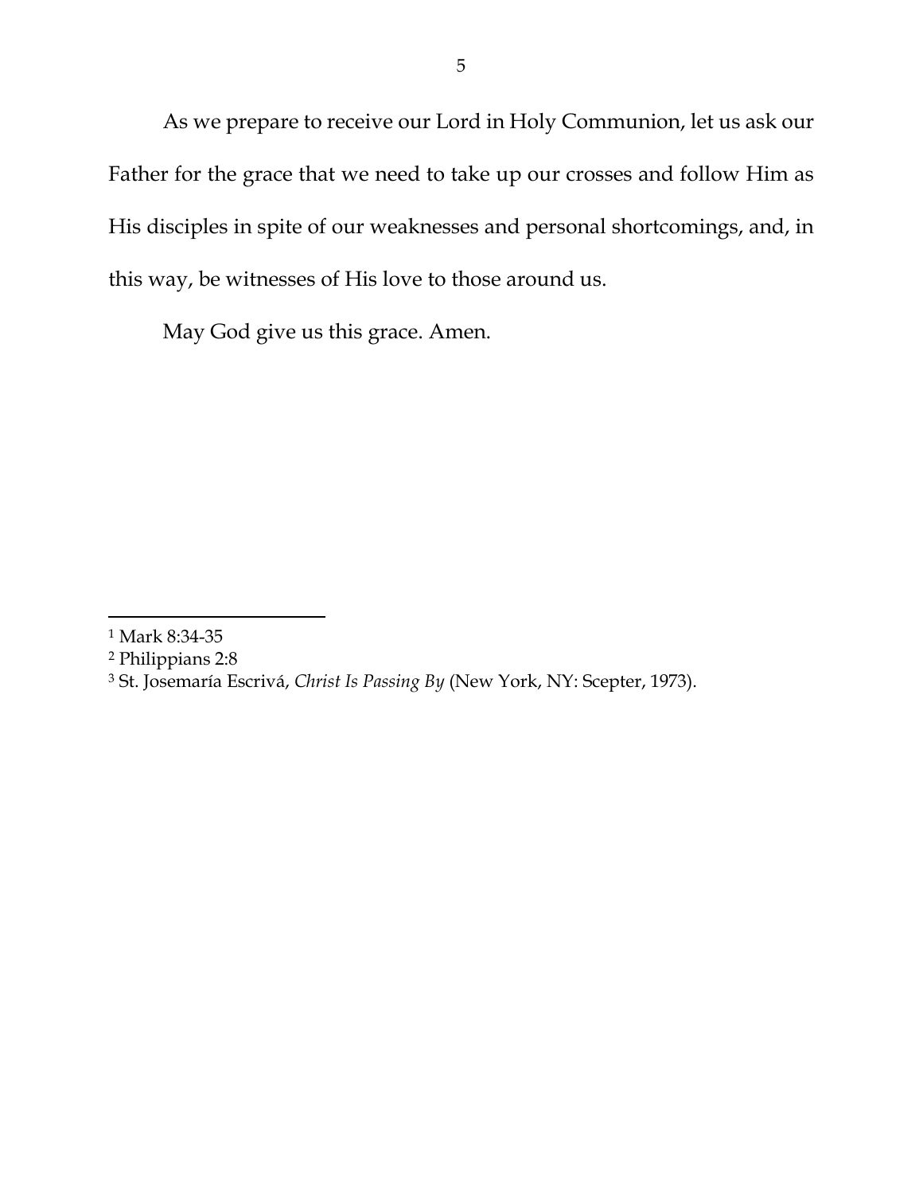As we prepare to receive our Lord in Holy Communion, let us ask our Father for the grace that we need to take up our crosses and follow Him as His disciples in spite of our weaknesses and personal shortcomings, and, in this way, be witnesses of His love to those around us.

May God give us this grace. Amen.

---

[1] Mark 8:34-35

[2] Philippians 2:8

[3] St. Josemaría Escrivá, *Christ Is Passing By* (New York, NY: Scepter, 1973).